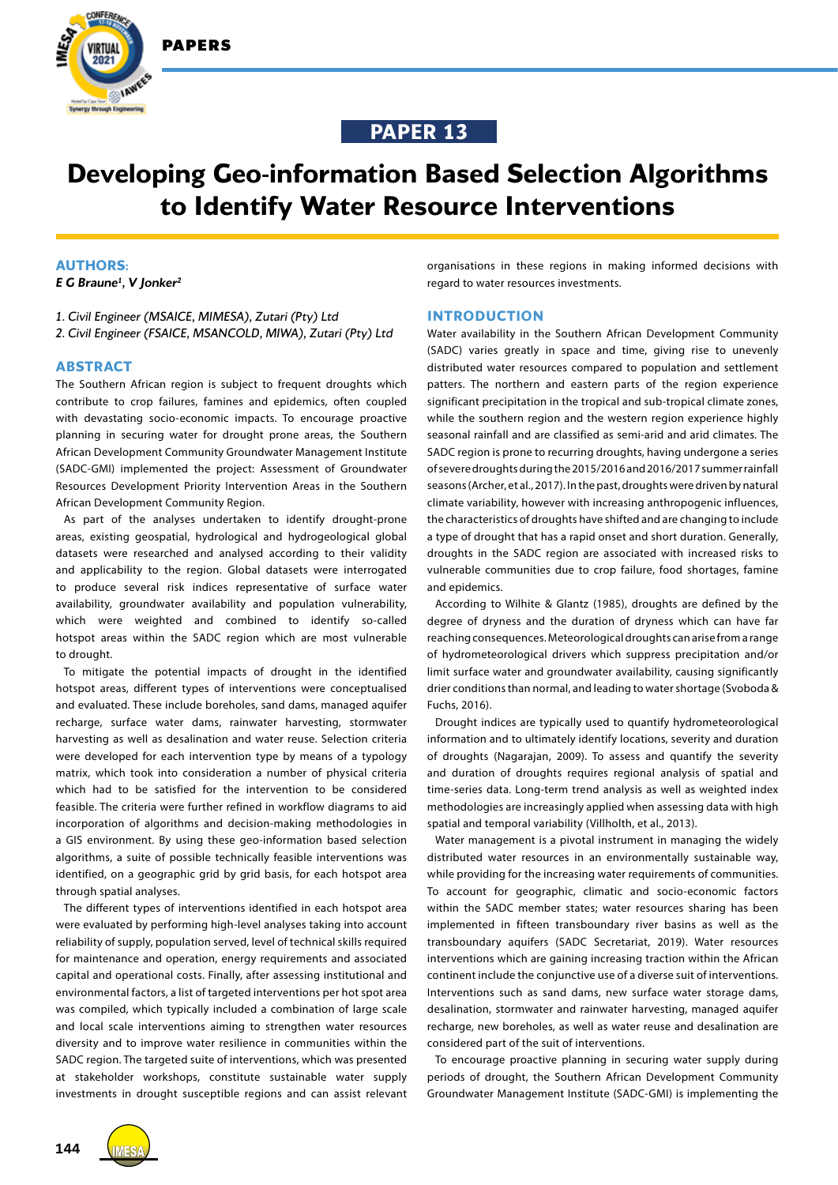## PAPER 13

# Developing Geo-information Based Selection Algorithms to Identify Water Resource Interventions

## AUTHORS:

*E G Braune[1], V Jonker[2]*

*1. Civil Engineer (MSAICE, MIMESA), Zutari (Pty) Ltd*
*2. Civil Engineer (FSAICE, MSANCOLD, MIWA), Zutari (Pty) Ltd*

## ABSTRACT

The Southern African region is subject to frequent droughts which contribute to crop failures, famines and epidemics, often coupled with devastating socio-economic impacts. To encourage proactive planning in securing water for drought prone areas, the Southern African Development Community Groundwater Management Institute (SADC-GMI) implemented the project: Assessment of Groundwater Resources Development Priority Intervention Areas in the Southern African Development Community Region.

As part of the analyses undertaken to identify drought-prone areas, existing geospatial, hydrological and hydrogeological global datasets were researched and analysed according to their validity and applicability to the region. Global datasets were interrogated to produce several risk indices representative of surface water availability, groundwater availability and population vulnerability, which were weighted and combined to identify so-called hotspot areas within the SADC region which are most vulnerable to drought.

To mitigate the potential impacts of drought in the identified hotspot areas, different types of interventions were conceptualised and evaluated. These include boreholes, sand dams, managed aquifer recharge, surface water dams, rainwater harvesting, stormwater harvesting as well as desalination and water reuse. Selection criteria were developed for each intervention type by means of a typology matrix, which took into consideration a number of physical criteria which had to be satisfied for the intervention to be considered feasible. The criteria were further refined in workflow diagrams to aid incorporation of algorithms and decision-making methodologies in a GIS environment. By using these geo-information based selection algorithms, a suite of possible technically feasible interventions was identified, on a geographic grid by grid basis, for each hotspot area through spatial analyses.

The different types of interventions identified in each hotspot area were evaluated by performing high-level analyses taking into account reliability of supply, population served, level of technical skills required for maintenance and operation, energy requirements and associated capital and operational costs. Finally, after assessing institutional and environmental factors, a list of targeted interventions per hot spot area was compiled, which typically included a combination of large scale and local scale interventions aiming to strengthen water resources diversity and to improve water resilience in communities within the SADC region. The targeted suite of interventions, which was presented at stakeholder workshops, constitute sustainable water supply investments in drought susceptible regions and can assist relevant organisations in these regions in making informed decisions with regard to water resources investments.

## INTRODUCTION

Water availability in the Southern African Development Community (SADC) varies greatly in space and time, giving rise to unevenly distributed water resources compared to population and settlement patterns. The northern and eastern parts of the region experience significant precipitation in the tropical and sub-tropical climate zones, while the southern region and the western region experience highly seasonal rainfall and are classified as semi-arid and arid climates. The SADC region is prone to recurring droughts, having undergone a series of severe droughts during the 2015/2016 and 2016/2017 summer rainfall seasons (Archer, et al., 2017). In the past, droughts were driven by natural climate variability, however with increasing anthropogenic influences, the characteristics of droughts have shifted and are changing to include a type of drought that has a rapid onset and short duration. Generally, droughts in the SADC region are associated with increased risks to vulnerable communities due to crop failure, food shortages, famine and epidemics.

According to Wilhite & Glantz (1985), droughts are defined by the degree of dryness and the duration of dryness which can have far reaching consequences. Meteorological droughts can arise from a range of hydrometeorological drivers which suppress precipitation and/or limit surface water and groundwater availability, causing significantly drier conditions than normal, and leading to water shortage (Svoboda & Fuchs, 2016).

Drought indices are typically used to quantify hydrometeorological information and to ultimately identify locations, severity and duration of droughts (Nagarajan, 2009). To assess and quantify the severity and duration of droughts requires regional analysis of spatial and time-series data. Long-term trend analysis as well as weighted index methodologies are increasingly applied when assessing data with high spatial and temporal variability (Villholth, et al., 2013).

Water management is a pivotal instrument in managing the widely distributed water resources in an environmentally sustainable way, while providing for the increasing water requirements of communities. To account for geographic, climatic and socio-economic factors within the SADC member states; water resources sharing has been implemented in fifteen transboundary river basins as well as the transboundary aquifers (SADC Secretariat, 2019). Water resources interventions which are gaining increasing traction within the African continent include the conjunctive use of a diverse suit of interventions. Interventions such as sand dams, new surface water storage dams, desalination, stormwater and rainwater harvesting, managed aquifer recharge, new boreholes, as well as water reuse and desalination are considered part of the suit of interventions.

To encourage proactive planning in securing water supply during periods of drought, the Southern African Development Community Groundwater Management Institute (SADC-GMI) is implementing the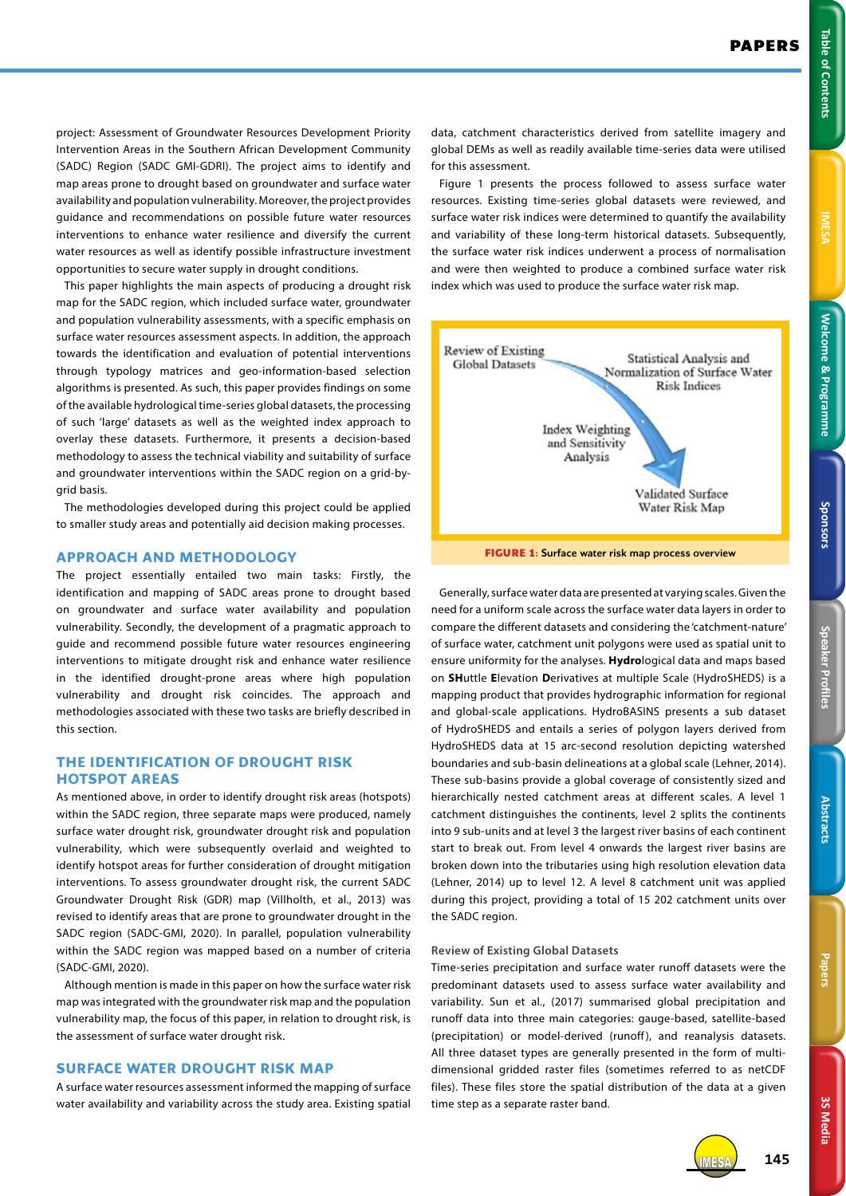project: Assessment of Groundwater Resources Development Priority Intervention Areas in the Southern African Development Community (SADC) Region (SADC GMI-GDRI). The project aims to identify and map areas prone to drought based on groundwater and surface water availability and population vulnerability. Moreover, the project provides guidance and recommendations on possible future water resources interventions to enhance water resilience and diversify the current water resources as well as identify possible infrastructure investment opportunities to secure water supply in drought conditions.

This paper highlights the main aspects of producing a drought risk map for the SADC region, which included surface water, groundwater and population vulnerability assessments, with a specific emphasis on surface water resources assessment aspects. In addition, the approach towards the identification and evaluation of potential interventions through typology matrices and geo-information-based selection algorithms is presented. As such, this paper provides findings on some of the available hydrological time-series global datasets, the processing of such 'large' datasets as well as the weighted index approach to overlay these datasets. Furthermore, it presents a decision-based methodology to assess the technical viability and suitability of surface and groundwater interventions within the SADC region on a grid-by-grid basis.

The methodologies developed during this project could be applied to smaller study areas and potentially aid decision making processes.

## APPROACH AND METHODOLOGY

The project essentially entailed two main tasks: Firstly, the identification and mapping of SADC areas prone to drought based on groundwater and surface water availability and population vulnerability. Secondly, the development of a pragmatic approach to guide and recommend possible future water resources engineering interventions to mitigate drought risk and enhance water resilience in the identified drought-prone areas where high population vulnerability and drought risk coincides. The approach and methodologies associated with these two tasks are briefly described in this section.

## THE IDENTIFICATION OF DROUGHT RISK HOTSPOT AREAS

As mentioned above, in order to identify drought risk areas (hotspots) within the SADC region, three separate maps were produced, namely surface water drought risk, groundwater drought risk and population vulnerability, which were subsequently overlaid and weighted to identify hotspot areas for further consideration of drought mitigation interventions. To assess groundwater drought risk, the current SADC Groundwater Drought Risk (GDR) map (Villholth, et al., 2013) was revised to identify areas that are prone to groundwater drought in the SADC region (SADC-GMI, 2020). In parallel, population vulnerability within the SADC region was mapped based on a number of criteria (SADC-GMI, 2020).

Although mention is made in this paper on how the surface water risk map was integrated with the groundwater risk map and the population vulnerability map, the focus of this paper, in relation to drought risk, is the assessment of surface water drought risk.

## SURFACE WATER DROUGHT RISK MAP

A surface water resources assessment informed the mapping of surface water availability and variability across the study area. Existing spatial data, catchment characteristics derived from satellite imagery and global DEMs as well as readily available time-series data were utilised for this assessment.

Figure 1 presents the process followed to assess surface water resources. Existing time-series global datasets were reviewed, and surface water risk indices were determined to quantify the availability and variability of these long-term historical datasets. Subsequently, the surface water risk indices underwent a process of normalisation and were then weighted to produce a combined surface water risk index which was used to produce the surface water risk map.

Review of Existing Global Datasets → Statistical Analysis and Normalization of Surface Water Risk Indices → Index Weighting and Sensitivity Analysis → Validated Surface Water Risk Map

**FIGURE 1: Surface water risk map process overview**

Generally, surface water data are presented at varying scales. Given the need for a uniform scale across the surface water data layers in order to compare the different datasets and considering the 'catchment-nature' of surface water, catchment unit polygons were used as spatial unit to ensure uniformity for the analyses. **Hydro**logical data and maps based on **SH**uttle **E**levation **D**erivatives at multiple Scale (HydroSHEDS) is a mapping product that provides hydrographic information for regional and global-scale applications. HydroBASINS presents a sub dataset of HydroSHEDS and entails a series of polygon layers derived from HydroSHEDS data at 15 arc-second resolution depicting watershed boundaries and sub-basin delineations at a global scale (Lehner, 2014). These sub-basins provide a global coverage of consistently sized and hierarchically nested catchment areas at different scales. A level 1 catchment distinguishes the continents, level 2 splits the continents into 9 sub-units and at level 3 the largest river basins of each continent start to break out. From level 4 onwards the largest river basins are broken down into the tributaries using high resolution elevation data (Lehner, 2014) up to level 12. A level 8 catchment unit was applied during this project, providing a total of 15 202 catchment units over the SADC region.

### Review of Existing Global Datasets

Time-series precipitation and surface water runoff datasets were the predominant datasets used to assess surface water availability and variability. Sun et al., (2017) summarised global precipitation and runoff data into three main categories: gauge-based, satellite-based (precipitation) or model-derived (runoff), and reanalysis datasets. All three dataset types are generally presented in the form of multi-dimensional gridded raster files (sometimes referred to as netCDF files). These files store the spatial distribution of the data at a given time step as a separate raster band.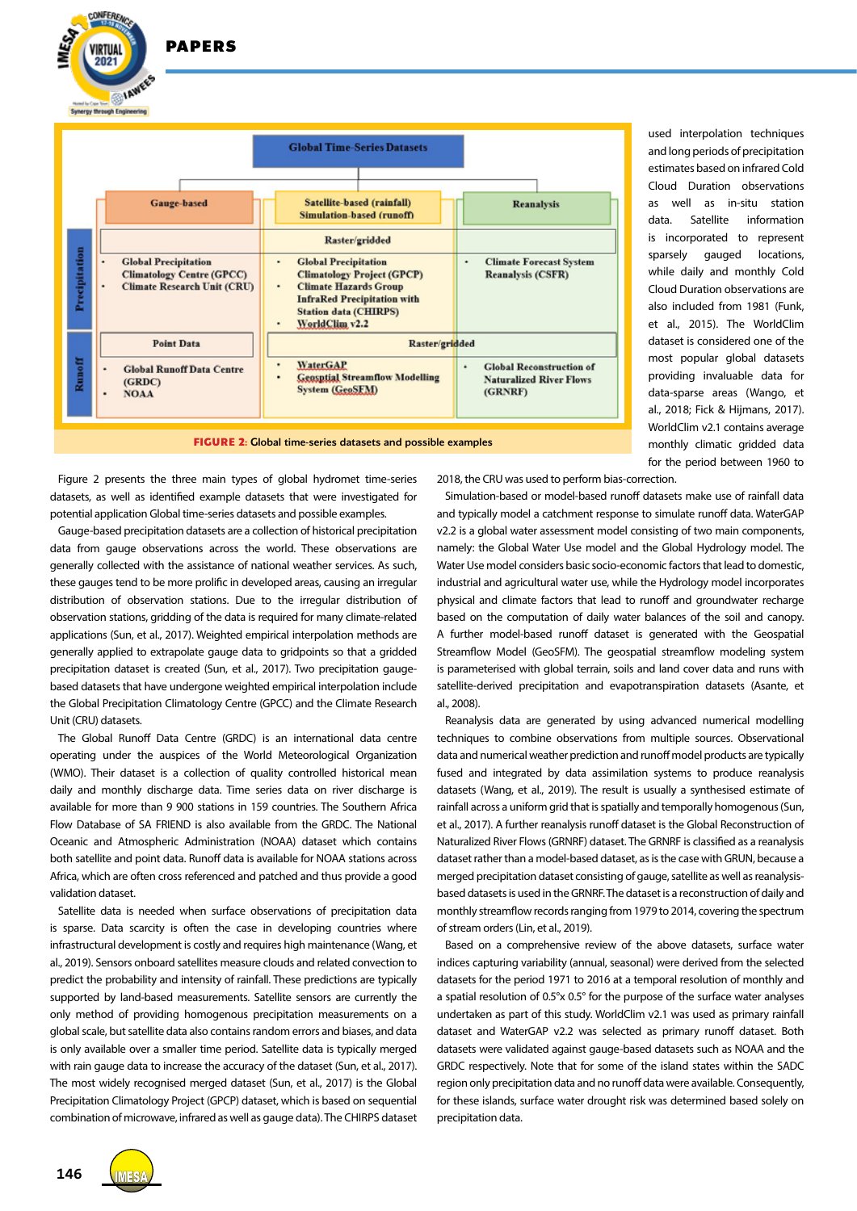**Figure 2** is a diagram, rendered here as a table:

| | Global Time-Series Datasets | | |
|---|---|---|---|
| | **Gauge-based** | **Satellite-based (rainfall) Simulation-based (runoff)** | **Reanalysis** |
| **Precipitation** | Raster/gridded | | |
| | • Global Precipitation Climatology Centre (GPCC)<br>• Climate Research Unit (CRU) | • Global Precipitation Climatology Project (GPCP)<br>• Climate Hazards Group InfraRed Precipitation with Station data (CHIRPS)<br>• WorldClim v2.2 | • Climate Forecast System Reanalysis (CSFR) |
| **Runoff** | Point Data | Raster/gridded | |
| | • Global Runoff Data Centre (GRDC)<br>• NOAA | • WaterGAP<br>• Geospatial Streamflow Modelling System (GeoSFM) | • Global Reconstruction of Naturalized River Flows (GRNRF) |

**FIGURE 2:** Global time-series datasets and possible examples

Figure 2 presents the three main types of global hydromet time-series datasets, as well as identified example datasets that were investigated for potential application Global time-series datasets and possible examples.

Gauge-based precipitation datasets are a collection of historical precipitation data from gauge observations across the world. These observations are generally collected with the assistance of national weather services. As such, these gauges tend to be more prolific in developed areas, causing an irregular distribution of observation stations. Due to the irregular distribution of observation stations, gridding of the data is required for many climate-related applications (Sun, et al., 2017). Weighted empirical interpolation methods are generally applied to extrapolate gauge data to gridpoints so that a gridded precipitation dataset is created (Sun, et al., 2017). Two precipitation gauge-based datasets that have undergone weighted empirical interpolation include the Global Precipitation Climatology Centre (GPCC) and the Climate Research Unit (CRU) datasets.

The Global Runoff Data Centre (GRDC) is an international data centre operating under the auspices of the World Meteorological Organization (WMO). Their dataset is a collection of quality controlled historical mean daily and monthly discharge data. Time series data on river discharge is available for more than 9 900 stations in 159 countries. The Southern Africa Flow Database of SA FRIEND is also available from the GRDC. The National Oceanic and Atmospheric Administration (NOAA) dataset which contains both satellite and point data. Runoff data is available for NOAA stations across Africa, which are often cross referenced and patched and thus provide a good validation dataset.

Satellite data is needed when surface observations of precipitation data is sparse. Data scarcity is often the case in developing countries where infrastructural development is costly and requires high maintenance (Wang, et al., 2019). Sensors onboard satellites measure clouds and related convection to predict the probability and intensity of rainfall. These predictions are typically supported by land-based measurements. Satellite sensors are currently the only method of providing homogenous precipitation measurements on a global scale, but satellite data also contains random errors and biases, and data is only available over a smaller time period. Satellite data is typically merged with rain gauge data to increase the accuracy of the dataset (Sun, et al., 2017). The most widely recognised merged dataset (Sun, et al., 2017) is the Global Precipitation Climatology Project (GPCP) dataset, which is based on sequential combination of microwave, infrared as well as gauge data). The CHIRPS dataset used interpolation techniques and long periods of precipitation estimates based on infrared Cold Cloud Duration observations as well as in-situ station data. Satellite information is incorporated to represent sparsely gauged locations, while daily and monthly Cold Cloud Duration observations are also included from 1981 (Funk, et al., 2015). The WorldClim dataset is considered one of the most popular global datasets providing invaluable data for data-sparse areas (Wango, et al., 2018; Fick & Hijmans, 2017). WorldClim v2.1 contains average monthly climatic gridded data for the period between 1960 to 2018, the CRU was used to perform bias-correction.

Simulation-based or model-based runoff datasets make use of rainfall data and typically model a catchment response to simulate runoff data. WaterGAP v2.2 is a global water assessment model consisting of two main components, namely: the Global Water Use model and the Global Hydrology model. The Water Use model considers basic socio-economic factors that lead to domestic, industrial and agricultural water use, while the Hydrology model incorporates physical and climate factors that lead to runoff and groundwater recharge based on the computation of daily water balances of the soil and canopy. A further model-based runoff dataset is generated with the Geospatial Streamflow Model (GeoSFM). The geospatial streamflow modeling system is parameterised with global terrain, soils and land cover data and runs with satellite-derived precipitation and evapotranspiration datasets (Asante, et al., 2008).

Reanalysis data are generated by using advanced numerical modelling techniques to combine observations from multiple sources. Observational data and numerical weather prediction and runoff model products are typically fused and integrated by data assimilation systems to produce reanalysis datasets (Wang, et al., 2019). The result is usually a synthesised estimate of rainfall across a uniform grid that is spatially and temporally homogenous (Sun, et al., 2017). A further reanalysis runoff dataset is the Global Reconstruction of Naturalized River Flows (GRNRF) dataset. The GRNRF is classified as a reanalysis dataset rather than a model-based dataset, as is the case with GRUN, because a merged precipitation dataset consisting of gauge, satellite as well as reanalysis-based datasets is used in the GRNRF. The dataset is a reconstruction of daily and monthly streamflow records ranging from 1979 to 2014, covering the spectrum of stream orders (Lin, et al., 2019).

Based on a comprehensive review of the above datasets, surface water indices capturing variability (annual, seasonal) were derived from the selected datasets for the period 1971 to 2016 at a temporal resolution of monthly and a spatial resolution of 0.5°x 0.5° for the purpose of the surface water analyses undertaken as part of this study. WorldClim v2.1 was used as primary rainfall dataset and WaterGAP v2.2 was selected as primary runoff dataset. Both datasets were validated against gauge-based datasets such as NOAA and the GRDC respectively. Note that for some of the island states within the SADC region only precipitation data and no runoff data were available. Consequently, for these islands, surface water drought risk was determined based solely on precipitation data.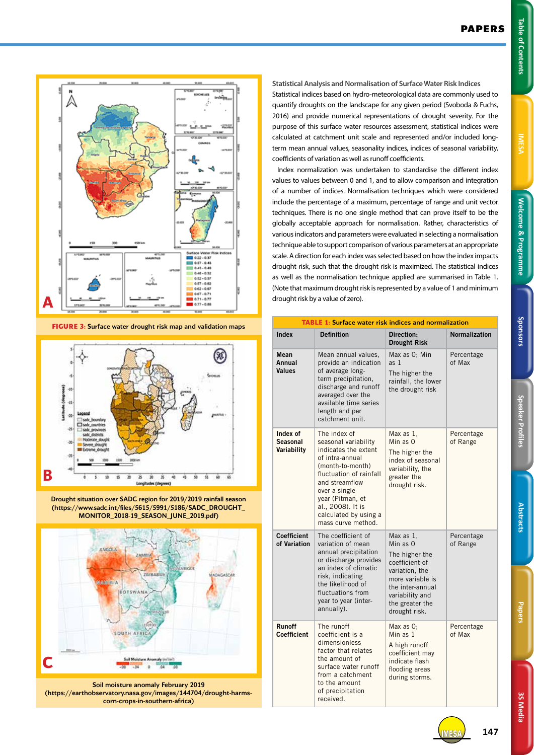**FIGURE 3:** Surface water drought risk map and validation maps

Drought situation over SADC region for 2019/2019 rainfall season (https://www.sadc.int/files/5615/5991/5186/SADC_DROUGHT_MONITOR_2018-19_SEASON_JUNE_2019.pdf)

Soil moisture anomaly February 2019 (https://earthobservatory.nasa.gov/images/144704/drought-harms-corn-crops-in-southern-africa)

### Statistical Analysis and Normalisation of Surface Water Risk Indices

Statistical indices based on hydro-meteorological data are commonly used to quantify droughts on the landscape for any given period (Svoboda & Fuchs, 2016) and provide numerical representations of drought severity. For the purpose of this surface water resources assessment, statistical indices were calculated at catchment unit scale and represented and/or included long-term mean annual values, seasonality indices, indices of seasonal variability, coefficients of variation as well as runoff coefficients.

Index normalization was undertaken to standardise the different index values to values between 0 and 1, and to allow comparison and integration of a number of indices. Normalisation techniques which were considered include the percentage of a maximum, percentage of range and unit vector techniques. There is no one single method that can prove itself to be the globally acceptable approach for normalisation. Rather, characteristics of various indicators and parameters were evaluated in selecting a normalisation technique able to support comparison of various parameters at an appropriate scale. A direction for each index was selected based on how the index impacts drought risk, such that the drought risk is maximized. The statistical indices as well as the normalisation technique applied are summarised in Table 1. (Note that maximum drought risk is represented by a value of 1 and minimum drought risk by a value of zero).

**TABLE 1:** Surface water risk indices and normalization

| Index | Definition | Direction: Drought Risk | Normalization |
|---|---|---|---|
| **Mean Annual Values** | Mean annual values, provide an indication of average long-term precipitation, discharge and runoff averaged over the available time series length and per catchment unit. | Max as 0; Min as 1<br>The higher the rainfall, the lower the drought risk | Percentage of Max |
| **Index of Seasonal Variability** | The index of seasonal variability indicates the extent of intra-annual (month-to-month) fluctuation of rainfall and streamflow over a single year (Pitman, et al., 2008). It is calculated by using a mass curve method. | Max as 1, Min as 0<br>The higher the index of seasonal variability, the greater the drought risk. | Percentage of Range |
| **Coefficient of Variation** | The coefficient of variation of mean annual precipitation or discharge provides an index of climatic risk, indicating the likelihood of fluctuations from year to year (inter-annually). | Max as 1, Min as 0<br>The higher the coefficient of variation, the more variable is the inter-annual variability and the greater the drought risk. | Percentage of Range |
| **Runoff Coefficient** | The runoff coefficient is a dimensionless factor that relates the amount of surface water runoff from a catchment to the amount of precipitation received. | Max as 0; Min as 1<br>A high runoff coefficient may indicate flash flooding areas during storms. | Percentage of Max |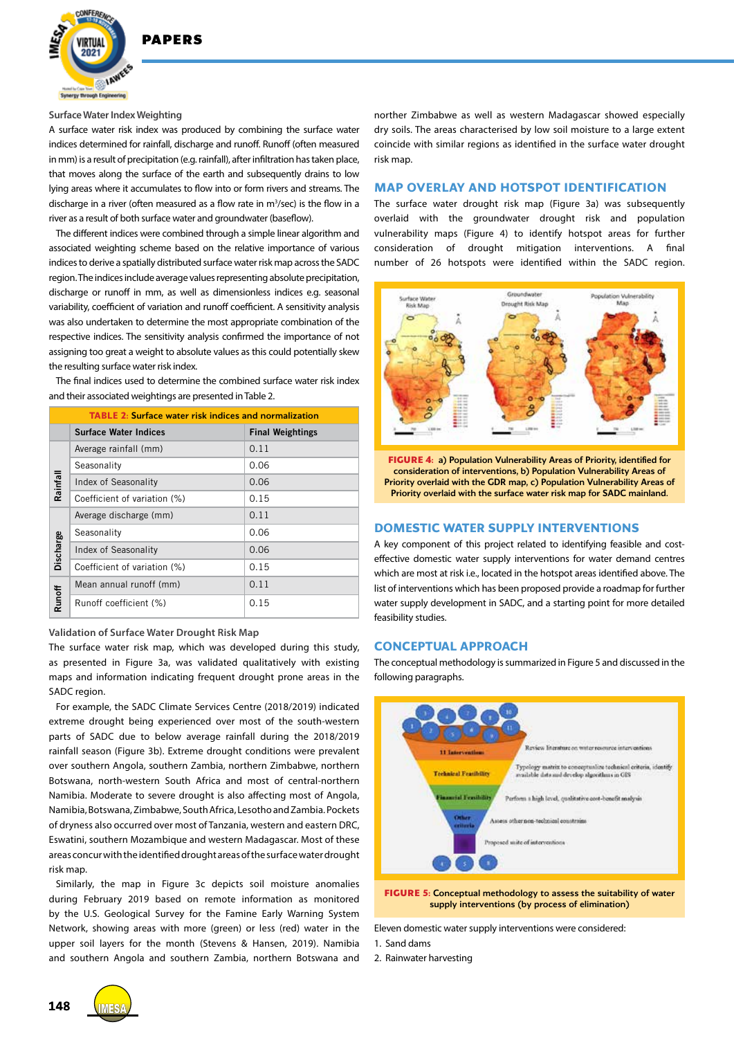### Surface Water Index Weighting

A surface water risk index was produced by combining the surface water indices determined for rainfall, discharge and runoff. Runoff (often measured in mm) is a result of precipitation (e.g. rainfall), after infiltration has taken place, that moves along the surface of the earth and subsequently drains to low lying areas where it accumulates to flow into or form rivers and streams. The discharge in a river (often measured as a flow rate in $m^3$/sec) is the flow in a river as a result of both surface water and groundwater (baseflow).

The different indices were combined through a simple linear algorithm and associated weighting scheme based on the relative importance of various indices to derive a spatially distributed surface water risk map across the SADC region. The indices include average values representing absolute precipitation, discharge or runoff in mm, as well as dimensionless indices e.g. seasonal variability, coefficient of variation and runoff coefficient. A sensitivity analysis was also undertaken to determine the most appropriate combination of the respective indices. The sensitivity analysis confirmed the importance of not assigning too great a weight to absolute values as this could potentially skew the resulting surface water risk index.

The final indices used to determine the combined surface water risk index and their associated weightings are presented in Table 2.

**TABLE 2: Surface water risk indices and normalization**

| | Surface Water Indices | Final Weightings |
|---|---|---|
| Rainfall | Average rainfall (mm) | 0.11 |
| | Seasonality | 0.06 |
| | Index of Seasonality | 0.06 |
| | Coefficient of variation (%) | 0.15 |
| Discharge | Average discharge (mm) | 0.11 |
| | Seasonality | 0.06 |
| | Index of Seasonality | 0.06 |
| | Coefficient of variation (%) | 0.15 |
| Runoff | Mean annual runoff (mm) | 0.11 |
| | Runoff coefficient (%) | 0.15 |

### Validation of Surface Water Drought Risk Map

The surface water risk map, which was developed during this study, as presented in Figure 3a, was validated qualitatively with existing maps and information indicating frequent drought prone areas in the SADC region.

For example, the SADC Climate Services Centre (2018/2019) indicated extreme drought being experienced over most of the south-western parts of SADC due to below average rainfall during the 2018/2019 rainfall season (Figure 3b). Extreme drought conditions were prevalent over southern Angola, southern Zambia, northern Zimbabwe, northern Botswana, north-western South Africa and most of central-northern Namibia. Moderate to severe drought is also affecting most of Angola, Namibia, Botswana, Zimbabwe, South Africa, Lesotho and Zambia. Pockets of dryness also occurred over most of Tanzania, western and eastern DRC, Eswatini, southern Mozambique and western Madagascar. Most of these areas concur with the identified drought areas of the surface water drought risk map.

Similarly, the map in Figure 3c depicts soil moisture anomalies during February 2019 based on remote information as monitored by the U.S. Geological Survey for the Famine Early Warning System Network, showing areas with more (green) or less (red) water in the upper soil layers for the month (Stevens & Hansen, 2019). Namibia and southern Angola and southern Zambia, northern Botswana and norther Zimbabwe as well as western Madagascar showed especially dry soils. The areas characterised by low soil moisture to a large extent coincide with similar regions as identified in the surface water drought risk map.

## MAP OVERLAY AND HOTSPOT IDENTIFICATION

The surface water drought risk map (Figure 3a) was subsequently overlaid with the groundwater drought risk and population vulnerability maps (Figure 4) to identify hotspot areas for further consideration of drought mitigation interventions. A final number of 26 hotspots were identified within the SADC region.

**FIGURE 4:** a) Population Vulnerability Areas of Priority, identified for consideration of interventions, b) Population Vulnerability Areas of Priority overlaid with the GDR map, c) Population Vulnerability Areas of Priority overlaid with the surface water risk map for SADC mainland.

## DOMESTIC WATER SUPPLY INTERVENTIONS

A key component of this project related to identifying feasible and cost-effective domestic water supply interventions for water demand centres which are most at risk i.e., located in the hotspot areas identified above. The list of interventions which has been proposed provide a roadmap for further water supply development in SADC, and a starting point for more detailed feasibility studies.

## CONCEPTUAL APPROACH

The conceptual methodology is summarized in Figure 5 and discussed in the following paragraphs.

**FIGURE 5:** Conceptual methodology to assess the suitability of water supply interventions (by process of elimination)

Eleven domestic water supply interventions were considered:

1. Sand dams
2. Rainwater harvesting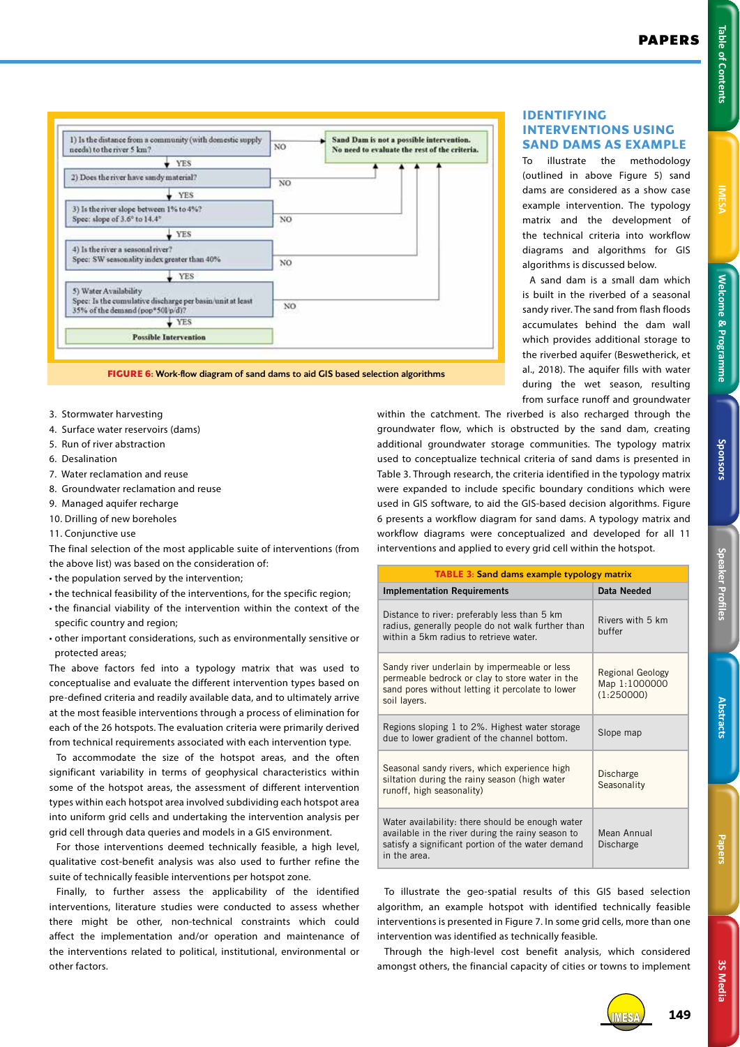1) Is the distance from a community (with domestic supply needs) to the river 5 km? — NO → Sand Dam is not a possible intervention. No need to evaluate the rest of the criteria.

YES ↓

2) Does the river have sandy material? — NO → Sand Dam is not a possible intervention.

YES ↓

3) Is the river slope between 1% to 4%? Spec: slope of 3.6° to 14.4° — NO → Sand Dam is not a possible intervention.

YES ↓

4) Is the river a seasonal river? Spec: SW seasonality index greater than 40% — NO → Sand Dam is not a possible intervention.

YES ↓

5) Water Availability Spec: Is the cumulative discharge per basin/unit at least 35% of the demand (pop*50l/p/d)? — NO → Sand Dam is not a possible intervention.

YES ↓

Possible Intervention

**FIGURE 6:** Work-flow diagram of sand dams to aid GIS based selection algorithms

3. Stormwater harvesting
4. Surface water reservoirs (dams)
5. Run of river abstraction
6. Desalination
7. Water reclamation and reuse
8. Groundwater reclamation and reuse
9. Managed aquifer recharge
10. Drilling of new boreholes
11. Conjunctive use

The final selection of the most applicable suite of interventions (from the above list) was based on the consideration of:

- the population served by the intervention;
- the technical feasibility of the interventions, for the specific region;
- the financial viability of the intervention within the context of the specific country and region;
- other important considerations, such as environmentally sensitive or protected areas;

The above factors fed into a typology matrix that was used to conceptualise and evaluate the different intervention types based on pre-defined criteria and readily available data, and to ultimately arrive at the most feasible interventions through a process of elimination for each of the 26 hotspots. The evaluation criteria were primarily derived from technical requirements associated with each intervention type.

To accommodate the size of the hotspot areas, and the often significant variability in terms of geophysical characteristics within some of the hotspot areas, the assessment of different intervention types within each hotspot area involved subdividing each hotspot area into uniform grid cells and undertaking the intervention analysis per grid cell through data queries and models in a GIS environment.

For those interventions deemed technically feasible, a high level, qualitative cost-benefit analysis was also used to further refine the suite of technically feasible interventions per hotspot zone.

Finally, to further assess the applicability of the identified interventions, literature studies were conducted to assess whether there might be other, non-technical constraints which could affect the implementation and operation and maintenance of the interventions related to political, institutional, environmental or other factors.

## IDENTIFYING INTERVENTIONS USING SAND DAMS AS EXAMPLE

To illustrate the methodology (outlined in above Figure 5) sand dams are considered as a show case example intervention. The typology matrix and the development of the technical criteria into workflow diagrams and algorithms for GIS algorithms is discussed below.

A sand dam is a small dam which is built in the riverbed of a seasonal sandy river. The sand from flash floods accumulates behind the dam wall which provides additional storage to the riverbed aquifer (Beswetherick, et al., 2018). The aquifer fills with water during the wet season, resulting from surface runoff and groundwater within the catchment. The riverbed is also recharged through the groundwater flow, which is obstructed by the sand dam, creating additional groundwater storage communities. The typology matrix used to conceptualize technical criteria of sand dams is presented in Table 3. Through research, the criteria identified in the typology matrix were expanded to include specific boundary conditions which were used in GIS software, to aid the GIS-based decision algorithms. Figure 6 presents a workflow diagram for sand dams. A typology matrix and workflow diagrams were conceptualized and developed for all 11 interventions and applied to every grid cell within the hotspot.

**TABLE 3:** Sand dams example typology matrix

| Implementation Requirements | Data Needed |
|---|---|
| Distance to river: preferably less than 5 km radius, generally people do not walk further than within a 5km radius to retrieve water. | Rivers with 5 km buffer |
| Sandy river underlain by impermeable or less permeable bedrock or clay to store water in the sand pores without letting it percolate to lower soil layers. | Regional Geology Map 1:1000000 (1:250000) |
| Regions sloping 1 to 2%. Highest water storage due to lower gradient of the channel bottom. | Slope map |
| Seasonal sandy rivers, which experience high siltation during the rainy season (high water runoff, high seasonality) | Discharge Seasonality |
| Water availability: there should be enough water available in the river during the rainy season to satisfy a significant portion of the water demand in the area. | Mean Annual Discharge |

To illustrate the geo-spatial results of this GIS based selection algorithm, an example hotspot with identified technically feasible interventions is presented in Figure 7. In some grid cells, more than one intervention was identified as technically feasible.

Through the high-level cost benefit analysis, which considered amongst others, the financial capacity of cities or towns to implement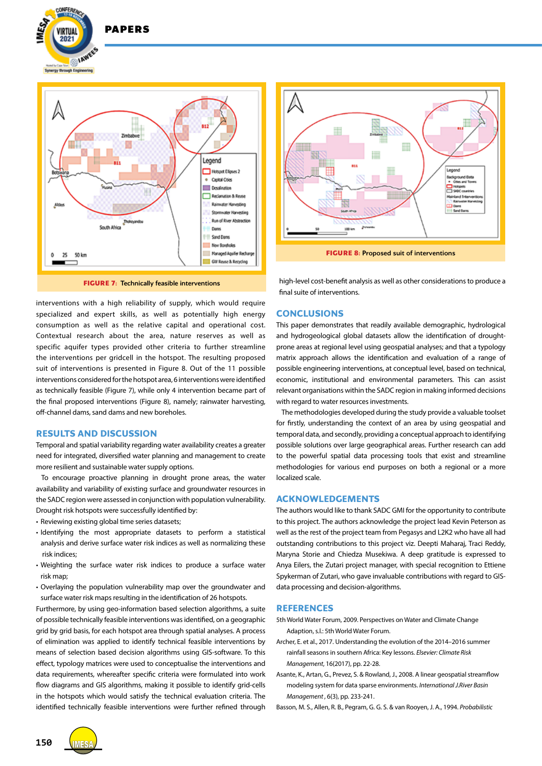FIGURE 7: Technically feasible interventions

FIGURE 8: Proposed suit of interventions

interventions with a high reliability of supply, which would require specialized and expert skills, as well as potentially high energy consumption as well as the relative capital and operational cost. Contextual research about the area, nature reserves as well as specific aquifer types provided other criteria to further streamline the interventions per gridcell in the hotspot. The resulting proposed suit of interventions is presented in Figure 8. Out of the 11 possible interventions considered for the hotspot area, 6 interventions were identified as technically feasible (Figure 7), while only 4 intervention became part of the final proposed interventions (Figure 8), namely; rainwater harvesting, off-channel dams, sand dams and new boreholes.

## RESULTS AND DISCUSSION

Temporal and spatial variability regarding water availability creates a greater need for integrated, diversified water planning and management to create more resilient and sustainable water supply options.

To encourage proactive planning in drought prone areas, the water availability and variability of existing surface and groundwater resources in the SADC region were assessed in conjunction with population vulnerability. Drought risk hotspots were successfully identified by:

- Reviewing existing global time series datasets;
- Identifying the most appropriate datasets to perform a statistical analysis and derive surface water risk indices as well as normalizing these risk indices;
- Weighting the surface water risk indices to produce a surface water risk map;
- Overlaying the population vulnerability map over the groundwater and surface water risk maps resulting in the identification of 26 hotspots.

Furthermore, by using geo-information based selection algorithms, a suite of possible technically feasible interventions was identified, on a geographic grid by grid basis, for each hotspot area through spatial analyses. A process of elimination was applied to identify technical feasible interventions by means of selection based decision algorithms using GIS-software. To this effect, typology matrices were used to conceptualise the interventions and data requirements, whereafter specific criteria were formulated into work flow diagrams and GIS algorithms, making it possible to identify grid-cells in the hotspots which would satisfy the technical evaluation criteria. The identified technically feasible interventions were further refined through high-level cost-benefit analysis as well as other considerations to produce a final suite of interventions.

## CONCLUSIONS

This paper demonstrates that readily available demographic, hydrological and hydrogeological global datasets allow the identification of drought-prone areas at regional level using geospatial analyses; and that a typology matrix approach allows the identification and evaluation of a range of possible engineering interventions, at conceptual level, based on technical, economic, institutional and environmental parameters. This can assist relevant organisations within the SADC region in making informed decisions with regard to water resources investments.

The methodologies developed during the study provide a valuable toolset for firstly, understanding the context of an area by using geospatial and temporal data, and secondly, providing a conceptual approach to identifying possible solutions over large geographical areas. Further research can add to the powerful spatial data processing tools that exist and streamline methodologies for various end purposes on both a regional or a more localized scale.

## ACKNOWLEDGEMENTS

The authors would like to thank SADC GMI for the opportunity to contribute to this project. The authors acknowledge the project lead Kevin Peterson as well as the rest of the project team from Pegasys and L2K2 who have all had outstanding contributions to this project viz. Deepti Maharaj, Traci Reddy, Maryna Storie and Chiedza Musekiwa. A deep gratitude is expressed to Anya Eilers, the Zutari project manager, with special recognition to Ettiene Spykerman of Zutari, who gave invaluable contributions with regard to GIS-data processing and decision-algorithms.

## REFERENCES

5th World Water Forum, 2009. Perspectives on Water and Climate Change Adaption, s.l.: 5th World Water Forum.

Archer, E. et al., 2017. Understanding the evolution of the 2014–2016 summer rainfall seasons in southern Africa: Key lessons. *Elsevier: Climate Risk Management*, 16(2017), pp. 22-28.

Asante, K., Artan, G., Prevez, S. & Rowland, J., 2008. A linear geospatial streamflow modeling system for data sparse environments. *International J.River Basin Management*, 6(3), pp. 233-241.

Basson, M. S., Allen, R. B., Pegram, G. G. S. & van Rooyen, J. A., 1994. *Probabilistic*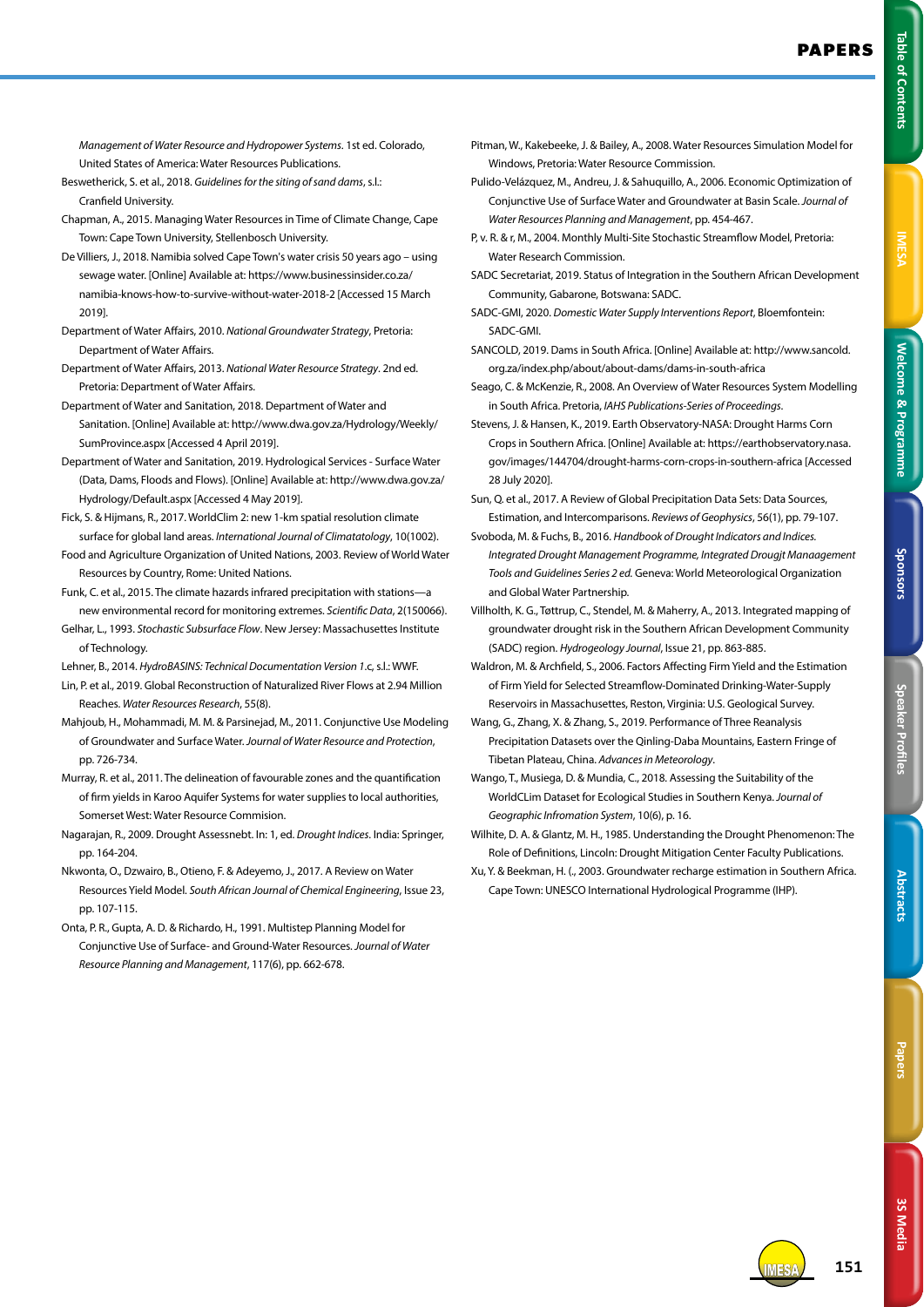*Management of Water Resource and Hydropower Systems.* 1st ed. Colorado, United States of America: Water Resources Publications.

Beswetherick, S. et al., 2018. *Guidelines for the siting of sand dams*, s.l.: Cranfield University.

Chapman, A., 2015. Managing Water Resources in Time of Climate Change, Cape Town: Cape Town University, Stellenbosch University.

De Villiers, J., 2018. Namibia solved Cape Town's water crisis 50 years ago – using sewage water. [Online] Available at: https://www.businessinsider.co.za/namibia-knows-how-to-survive-without-water-2018-2 [Accessed 15 March 2019].

Department of Water Affairs, 2010. *National Groundwater Strategy*, Pretoria: Department of Water Affairs.

Department of Water Affairs, 2013. *National Water Resource Strategy*. 2nd ed. Pretoria: Department of Water Affairs.

Department of Water and Sanitation, 2018. Department of Water and Sanitation. [Online] Available at: http://www.dwa.gov.za/Hydrology/Weekly/SumProvince.aspx [Accessed 4 April 2019].

Department of Water and Sanitation, 2019. Hydrological Services - Surface Water (Data, Dams, Floods and Flows). [Online] Available at: http://www.dwa.gov.za/Hydrology/Default.aspx [Accessed 4 May 2019].

Fick, S. & Hijmans, R., 2017. WorldClim 2: new 1-km spatial resolution climate surface for global land areas. *International Journal of Climatatology*, 10(1002).

Food and Agriculture Organization of United Nations, 2003. Review of World Water Resources by Country, Rome: United Nations.

Funk, C. et al., 2015. The climate hazards infrared precipitation with stations—a new environmental record for monitoring extremes. *Scientific Data*, 2(150066).

Gelhar, L., 1993. *Stochastic Subsurface Flow*. New Jersey: Massachusettes Institute of Technology.

Lehner, B., 2014. *HydroBASINS: Technical Documentation Version 1.c*, s.l.: WWF.

Lin, P. et al., 2019. Global Reconstruction of Naturalized River Flows at 2.94 Million Reaches. *Water Resources Research*, 55(8).

Mahjoub, H., Mohammadi, M. M. & Parsinejad, M., 2011. Conjunctive Use Modeling of Groundwater and Surface Water. *Journal of Water Resource and Protection*, pp. 726-734.

Murray, R. et al., 2011. The delineation of favourable zones and the quantification of firm yields in Karoo Aquifer Systems for water supplies to local authorities, Somerset West: Water Resource Commision.

Nagarajan, R., 2009. Drought Assessnebt. In: 1, ed. *Drought Indices*. India: Springer, pp. 164-204.

Nkwonta, O., Dzwairo, B., Otieno, F. & Adeyemo, J., 2017. A Review on Water Resources Yield Model. *South African Journal of Chemical Engineering*, Issue 23, pp. 107-115.

Onta, P. R., Gupta, A. D. & Richardo, H., 1991. Multistep Planning Model for Conjunctive Use of Surface- and Ground-Water Resources. *Journal of Water Resource Planning and Management*, 117(6), pp. 662-678.

Pitman, W., Kakebeeke, J. & Bailey, A., 2008. Water Resources Simulation Model for Windows, Pretoria: Water Resource Commission.

Pulido-Velázquez, M., Andreu, J. & Sahuquillo, A., 2006. Economic Optimization of Conjunctive Use of Surface Water and Groundwater at Basin Scale. *Journal of Water Resources Planning and Management*, pp. 454-467.

P, v. R. & r, M., 2004. Monthly Multi-Site Stochastic Streamflow Model, Pretoria: Water Research Commission.

SADC Secretariat, 2019. Status of Integration in the Southern African Development Community, Gabarone, Botswana: SADC.

SADC-GMI, 2020. *Domestic Water Supply Interventions Report*, Bloemfontein: SADC-GMI.

SANCOLD, 2019. Dams in South Africa. [Online] Available at: http://www.sancold.org.za/index.php/about/about-dams/dams-in-south-africa

Seago, C. & McKenzie, R., 2008. An Overview of Water Resources System Modelling in South Africa. Pretoria, *IAHS Publications-Series of Proceedings*.

Stevens, J. & Hansen, K., 2019. Earth Observatory-NASA: Drought Harms Corn Crops in Southern Africa. [Online] Available at: https://earthobservatory.nasa.gov/images/144704/drought-harms-corn-crops-in-southern-africa [Accessed 28 July 2020].

Sun, Q. et al., 2017. A Review of Global Precipitation Data Sets: Data Sources, Estimation, and Intercomparisons. *Reviews of Geophysics*, 56(1), pp. 79-107.

Svoboda, M. & Fuchs, B., 2016. *Handbook of Drought Indicators and Indices. Integrated Drought Management Programme, Integrated Drougjt Management Tools and Guidelines Series 2 ed.* Geneva: World Meteorological Organization and Global Water Partnership.

Villholth, K. G., Tøttrup, C., Stendel, M. & Maherry, A., 2013. Integrated mapping of groundwater drought risk in the Southern African Development Community (SADC) region. *Hydrogeology Journal*, Issue 21, pp. 863-885.

Waldron, M. & Archfield, S., 2006. Factors Affecting Firm Yield and the Estimation of Firm Yield for Selected Streamflow-Dominated Drinking-Water-Supply Reservoirs in Massachusettes, Reston, Virginia: U.S. Geological Survey.

Wang, G., Zhang, X. & Zhang, S., 2019. Performance of Three Reanalysis Precipitation Datasets over the Qinling-Daba Mountains, Eastern Fringe of Tibetan Plateau, China. *Advances in Meteorology*.

Wango, T., Musiega, D. & Mundia, C., 2018. Assessing the Suitability of the WorldCLim Dataset for Ecological Studies in Southern Kenya. *Journal of Geographic Infromation System*, 10(6), p. 16.

Wilhite, D. A. & Glantz, M. H., 1985. Understanding the Drought Phenomenon: The Role of Definitions, Lincoln: Drought Mitigation Center Faculty Publications.

Xu, Y. & Beekman, H. (., 2003. Groundwater recharge estimation in Southern Africa. Cape Town: UNESCO International Hydrological Programme (IHP).